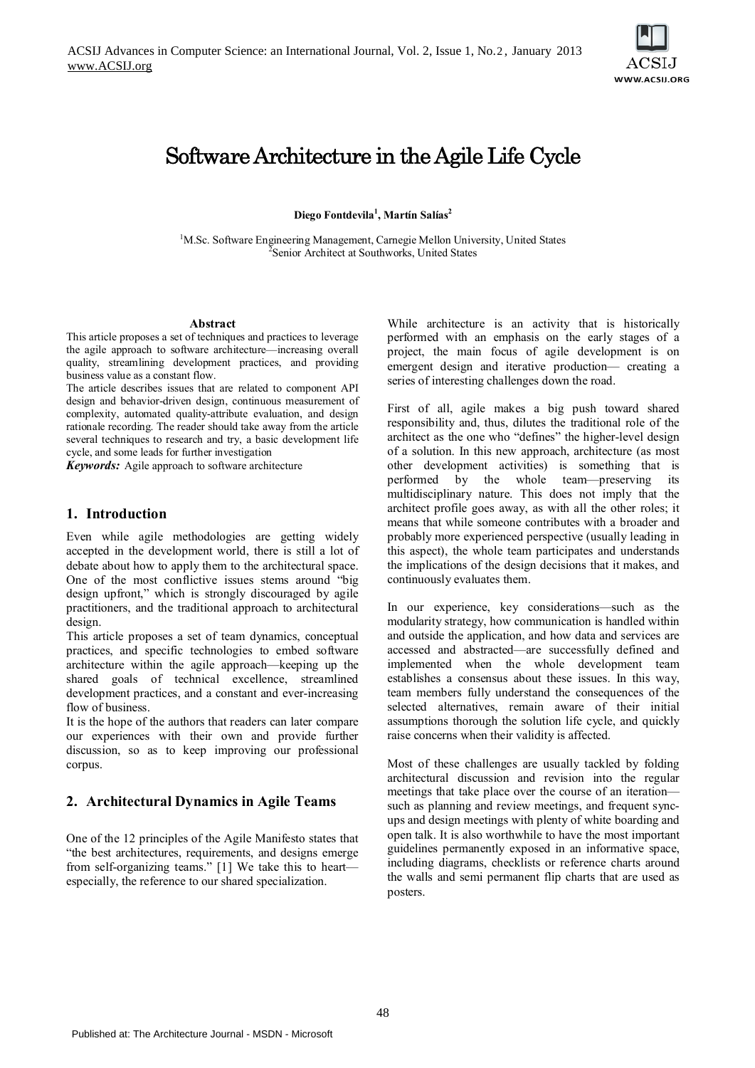# Software Architecture in the Agile Life Cycle

**Diego Fontdevila[1], Martín Salías[2]**

[1]M.Sc. Software Engineering Management, Carnegie Mellon University, United States
[2]Senior Architect at Southworks, United States

**Abstract**

This article proposes a set of techniques and practices to leverage the agile approach to software architecture—increasing overall quality, streamlining development practices, and providing business value as a constant flow.

The article describes issues that are related to component API design and behavior-driven design, continuous measurement of complexity, automated quality-attribute evaluation, and design rationale recording. The reader should take away from the article several techniques to research and try, a basic development life cycle, and some leads for further investigation

***Keywords:*** Agile approach to software architecture

## 1. Introduction

Even while agile methodologies are getting widely accepted in the development world, there is still a lot of debate about how to apply them to the architectural space. One of the most conflictive issues stems around "big design upfront," which is strongly discouraged by agile practitioners, and the traditional approach to architectural design.

This article proposes a set of team dynamics, conceptual practices, and specific technologies to embed software architecture within the agile approach—keeping up the shared goals of technical excellence, streamlined development practices, and a constant and ever-increasing flow of business.

It is the hope of the authors that readers can later compare our experiences with their own and provide further discussion, so as to keep improving our professional corpus.

## 2. Architectural Dynamics in Agile Teams

One of the 12 principles of the Agile Manifesto states that "the best architectures, requirements, and designs emerge from self-organizing teams." [1] We take this to heart—especially, the reference to our shared specialization.

While architecture is an activity that is historically performed with an emphasis on the early stages of a project, the main focus of agile development is on emergent design and iterative production— creating a series of interesting challenges down the road.

First of all, agile makes a big push toward shared responsibility and, thus, dilutes the traditional role of the architect as the one who "defines" the higher-level design of a solution. In this new approach, architecture (as most other development activities) is something that is performed by the whole team—preserving its multidisciplinary nature. This does not imply that the architect profile goes away, as with all the other roles; it means that while someone contributes with a broader and probably more experienced perspective (usually leading in this aspect), the whole team participates and understands the implications of the design decisions that it makes, and continuously evaluates them.

In our experience, key considerations—such as the modularity strategy, how communication is handled within and outside the application, and how data and services are accessed and abstracted—are successfully defined and implemented when the whole development team establishes a consensus about these issues. In this way, team members fully understand the consequences of the selected alternatives, remain aware of their initial assumptions thorough the solution life cycle, and quickly raise concerns when their validity is affected.

Most of these challenges are usually tackled by folding architectural discussion and revision into the regular meetings that take place over the course of an iteration—such as planning and review meetings, and frequent sync-ups and design meetings with plenty of white boarding and open talk. It is also worthwhile to have the most important guidelines permanently exposed in an informative space, including diagrams, checklists or reference charts around the walls and semi permanent flip charts that are used as posters.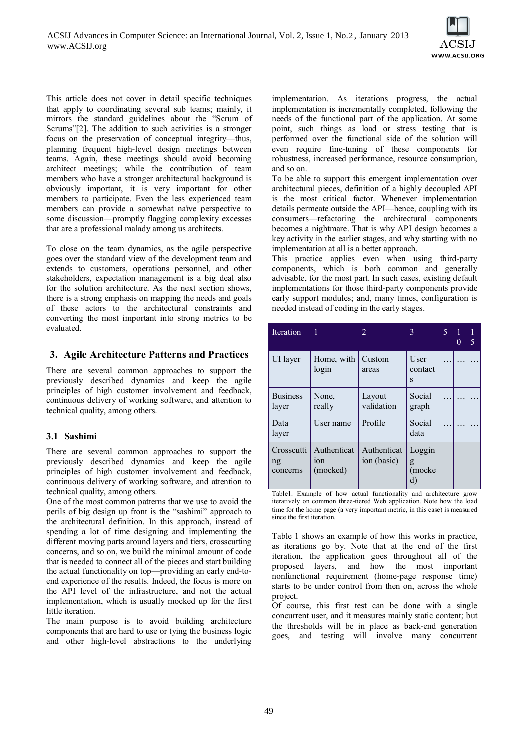This article does not cover in detail specific techniques that apply to coordinating several sub teams; mainly, it mirrors the standard guidelines about the "Scrum of Scrums"[2]. The addition to such activities is a stronger focus on the preservation of conceptual integrity—thus, planning frequent high-level design meetings between teams. Again, these meetings should avoid becoming architect meetings; while the contribution of team members who have a stronger architectural background is obviously important, it is very important for other members to participate. Even the less experienced team members can provide a somewhat naïve perspective to some discussion—promptly flagging complexity excesses that are a professional malady among us architects.

To close on the team dynamics, as the agile perspective goes over the standard view of the development team and extends to customers, operations personnel, and other stakeholders, expectation management is a big deal also for the solution architecture. As the next section shows, there is a strong emphasis on mapping the needs and goals of these actors to the architectural constraints and converting the most important into strong metrics to be evaluated.

## 3. Agile Architecture Patterns and Practices

There are several common approaches to support the previously described dynamics and keep the agile principles of high customer involvement and feedback, continuous delivery of working software, and attention to technical quality, among others.

### 3.1 Sashimi

There are several common approaches to support the previously described dynamics and keep the agile principles of high customer involvement and feedback, continuous delivery of working software, and attention to technical quality, among others.

One of the most common patterns that we use to avoid the perils of big design up front is the "sashimi" approach to the architectural definition. In this approach, instead of spending a lot of time designing and implementing the different moving parts around layers and tiers, crosscutting concerns, and so on, we build the minimal amount of code that is needed to connect all of the pieces and start building the actual functionality on top—providing an early end-to-end experience of the results. Indeed, the focus is more on the API level of the infrastructure, and not the actual implementation, which is usually mocked up for the first little iteration.

The main purpose is to avoid building architecture components that are hard to use or tying the business logic and other high-level abstractions to the underlying implementation. As iterations progress, the actual implementation is incrementally completed, following the needs of the functional part of the application. At some point, such things as load or stress testing that is performed over the functional side of the solution will even require fine-tuning of these components for robustness, increased performance, resource consumption, and so on.

To be able to support this emergent implementation over architectural pieces, definition of a highly decoupled API is the most critical factor. Whenever implementation details permeate outside the API—hence, coupling with its consumers—refactoring the architectural components becomes a nightmare. That is why API design becomes a key activity in the earlier stages, and why starting with no implementation at all is a better approach.

This practice applies even when using third-party components, which is both common and generally advisable, for the most part. In such cases, existing default implementations for those third-party components provide early support modules; and, many times, configuration is needed instead of coding in the early stages.

| Iteration | 1 | 2 | 3 | 5 | 10 | 15 |
|---|---|---|---|---|---|---|
| UI layer | Home, with login | Custom areas | User contacts | … | … | … |
| Business layer | None, really | Layout validation | Social graph | … | … | … |
| Data layer | User name | Profile | Social data | … | … | … |
| Crosscutting concerns | Authentication (mocked) | Authentication (basic) | Logging (mocked) | | | |

Table1. Example of how actual functionality and architecture grow iteratively on common three-tiered Web application. Note how the load time for the home page (a very important metric, in this case) is measured since the first iteration.

Table 1 shows an example of how this works in practice, as iterations go by. Note that at the end of the first iteration, the application goes throughout all of the proposed layers, and how the most important nonfunctional requirement (home-page response time) starts to be under control from then on, across the whole project.

Of course, this first test can be done with a single concurrent user, and it measures mainly static content; but the thresholds will be in place as back-end generation goes, and testing will involve many concurrent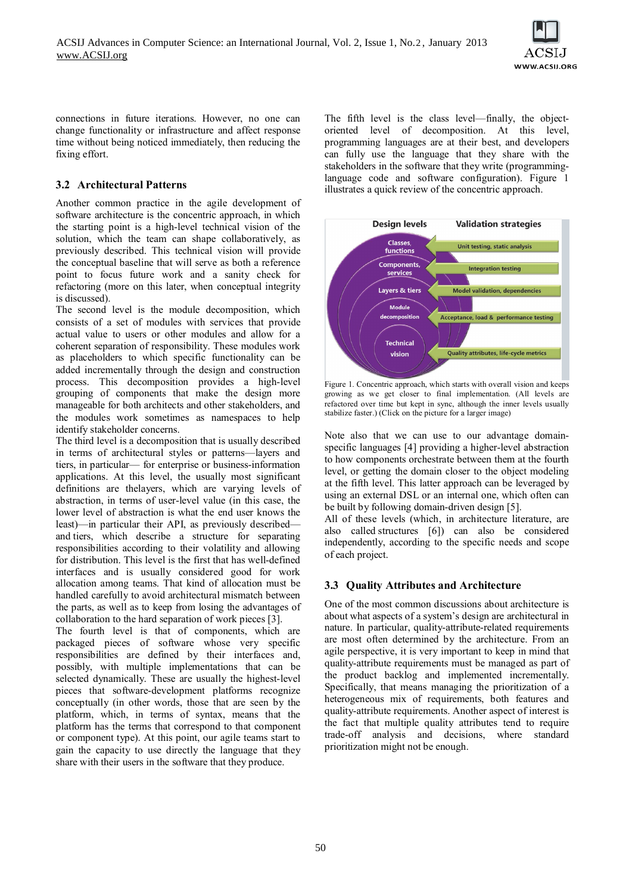connections in future iterations. However, no one can change functionality or infrastructure and affect response time without being noticed immediately, then reducing the fixing effort.

## 3.2 Architectural Patterns

Another common practice in the agile development of software architecture is the concentric approach, in which the starting point is a high-level technical vision of the solution, which the team can shape collaboratively, as previously described. This technical vision will provide the conceptual baseline that will serve as both a reference point to focus future work and a sanity check for refactoring (more on this later, when conceptual integrity is discussed).

The second level is the module decomposition, which consists of a set of modules with services that provide actual value to users or other modules and allow for a coherent separation of responsibility. These modules work as placeholders to which specific functionality can be added incrementally through the design and construction process. This decomposition provides a high-level grouping of components that make the design more manageable for both architects and other stakeholders, and the modules work sometimes as namespaces to help identify stakeholder concerns.

The third level is a decomposition that is usually described in terms of architectural styles or patterns—layers and tiers, in particular— for enterprise or business-information applications. At this level, the usually most significant definitions are thelayers, which are varying levels of abstraction, in terms of user-level value (in this case, the lower level of abstraction is what the end user knows the least)—in particular their API, as previously described—and tiers, which describe a structure for separating responsibilities according to their volatility and allowing for distribution. This level is the first that has well-defined interfaces and is usually considered good for work allocation among teams. That kind of allocation must be handled carefully to avoid architectural mismatch between the parts, as well as to keep from losing the advantages of collaboration to the hard separation of work pieces [3].

The fourth level is that of components, which are packaged pieces of software whose very specific responsibilities are defined by their interfaces and, possibly, with multiple implementations that can be selected dynamically. These are usually the highest-level pieces that software-development platforms recognize conceptually (in other words, those that are seen by the platform, which, in terms of syntax, means that the platform has the terms that correspond to that component or component type). At this point, our agile teams start to gain the capacity to use directly the language that they share with their users in the software that they produce.

The fifth level is the class level—finally, the object-oriented level of decomposition. At this level, programming languages are at their best, and developers can fully use the language that they share with the stakeholders in the software that they write (programming-language code and software configuration). Figure 1 illustrates a quick review of the concentric approach.

Figure 1. Concentric approach, which starts with overall vision and keeps growing as we get closer to final implementation. (All levels are refactored over time but kept in sync, although the inner levels usually stabilize faster.) (Click on the picture for a larger image)

Note also that we can use to our advantage domain-specific languages [4] providing a higher-level abstraction to how components orchestrate between them at the fourth level, or getting the domain closer to the object modeling at the fifth level. This latter approach can be leveraged by using an external DSL or an internal one, which often can be built by following domain-driven design [5].

All of these levels (which, in architecture literature, are also called structures [6]) can also be considered independently, according to the specific needs and scope of each project.

## 3.3 Quality Attributes and Architecture

One of the most common discussions about architecture is about what aspects of a system's design are architectural in nature. In particular, quality-attribute-related requirements are most often determined by the architecture. From an agile perspective, it is very important to keep in mind that quality-attribute requirements must be managed as part of the product backlog and implemented incrementally. Specifically, that means managing the prioritization of a heterogeneous mix of requirements, both features and quality-attribute requirements. Another aspect of interest is the fact that multiple quality attributes tend to require trade-off analysis and decisions, where standard prioritization might not be enough.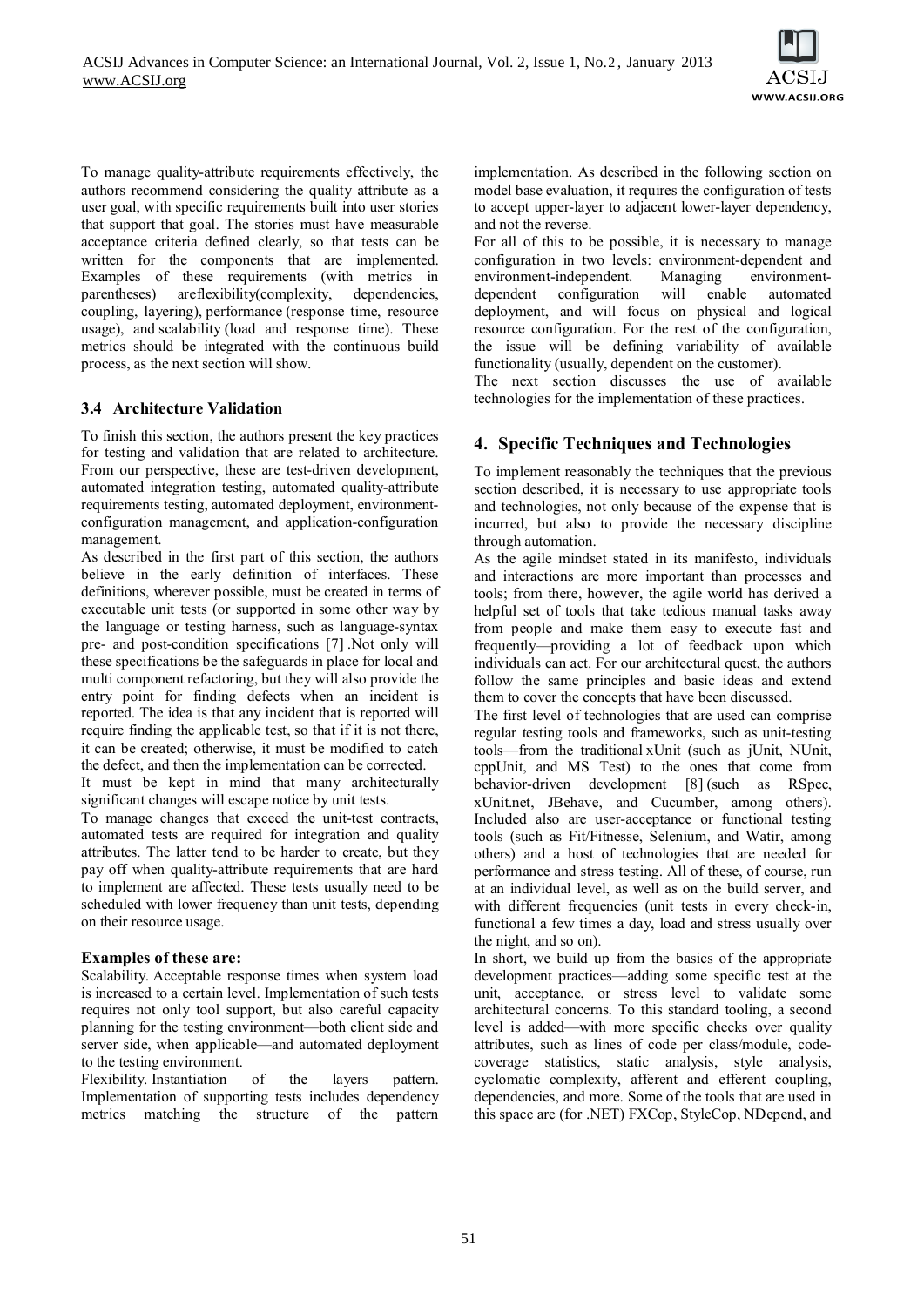To manage quality-attribute requirements effectively, the authors recommend considering the quality attribute as a user goal, with specific requirements built into user stories that support that goal. The stories must have measurable acceptance criteria defined clearly, so that tests can be written for the components that are implemented. Examples of these requirements (with metrics in parentheses) areflexibility(complexity, dependencies, coupling, layering), performance (response time, resource usage), and scalability (load and response time). These metrics should be integrated with the continuous build process, as the next section will show.

### 3.4 Architecture Validation

To finish this section, the authors present the key practices for testing and validation that are related to architecture. From our perspective, these are test-driven development, automated integration testing, automated quality-attribute requirements testing, automated deployment, environment-configuration management, and application-configuration management.

As described in the first part of this section, the authors believe in the early definition of interfaces. These definitions, wherever possible, must be created in terms of executable unit tests (or supported in some other way by the language or testing harness, such as language-syntax pre- and post-condition specifications [7] .Not only will these specifications be the safeguards in place for local and multi component refactoring, but they will also provide the entry point for finding defects when an incident is reported. The idea is that any incident that is reported will require finding the applicable test, so that if it is not there, it can be created; otherwise, it must be modified to catch the defect, and then the implementation can be corrected.

It must be kept in mind that many architecturally significant changes will escape notice by unit tests.

To manage changes that exceed the unit-test contracts, automated tests are required for integration and quality attributes. The latter tend to be harder to create, but they pay off when quality-attribute requirements that are hard to implement are affected. These tests usually need to be scheduled with lower frequency than unit tests, depending on their resource usage.

**Examples of these are:**

Scalability. Acceptable response times when system load is increased to a certain level. Implementation of such tests requires not only tool support, but also careful capacity planning for the testing environment—both client side and server side, when applicable—and automated deployment to the testing environment.

Flexibility. Instantiation of the layers pattern. Implementation of supporting tests includes dependency metrics matching the structure of the pattern implementation. As described in the following section on model base evaluation, it requires the configuration of tests to accept upper-layer to adjacent lower-layer dependency, and not the reverse.

For all of this to be possible, it is necessary to manage configuration in two levels: environment-dependent and environment-independent. Managing environment-dependent configuration will enable automated deployment, and will focus on physical and logical resource configuration. For the rest of the configuration, the issue will be defining variability of available functionality (usually, dependent on the customer).

The next section discusses the use of available technologies for the implementation of these practices.

## 4. Specific Techniques and Technologies

To implement reasonably the techniques that the previous section described, it is necessary to use appropriate tools and technologies, not only because of the expense that is incurred, but also to provide the necessary discipline through automation.

As the agile mindset stated in its manifesto, individuals and interactions are more important than processes and tools; from there, however, the agile world has derived a helpful set of tools that take tedious manual tasks away from people and make them easy to execute fast and frequently—providing a lot of feedback upon which individuals can act. For our architectural quest, the authors follow the same principles and basic ideas and extend them to cover the concepts that have been discussed.

The first level of technologies that are used can comprise regular testing tools and frameworks, such as unit-testing tools—from the traditional xUnit (such as jUnit, NUnit, cppUnit, and MS Test) to the ones that come from behavior-driven development [8] (such as RSpec, xUnit.net, JBehave, and Cucumber, among others). Included also are user-acceptance or functional testing tools (such as Fit/Fitnesse, Selenium, and Watir, among others) and a host of technologies that are needed for performance and stress testing. All of these, of course, run at an individual level, as well as on the build server, and with different frequencies (unit tests in every check-in, functional a few times a day, load and stress usually over the night, and so on).

In short, we build up from the basics of the appropriate development practices—adding some specific test at the unit, acceptance, or stress level to validate some architectural concerns. To this standard tooling, a second level is added—with more specific checks over quality attributes, such as lines of code per class/module, code-coverage statistics, static analysis, style analysis, cyclomatic complexity, afferent and efferent coupling, dependencies, and more. Some of the tools that are used in this space are (for .NET) FXCop, StyleCop, NDepend, and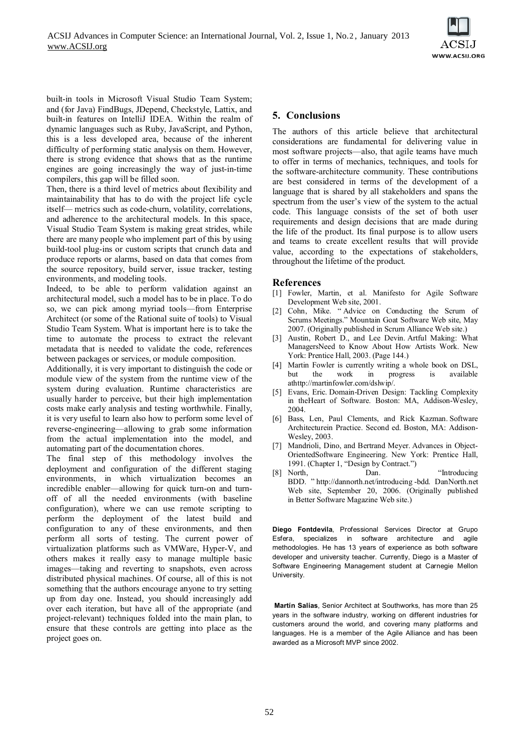built-in tools in Microsoft Visual Studio Team System; and (for Java) FindBugs, JDepend, Checkstyle, Lattix, and built-in features on IntelliJ IDEA. Within the realm of dynamic languages such as Ruby, JavaScript, and Python, this is a less developed area, because of the inherent difficulty of performing static analysis on them. However, there is strong evidence that shows that as the runtime engines are going increasingly the way of just-in-time compilers, this gap will be filled soon.

Then, there is a third level of metrics about flexibility and maintainability that has to do with the project life cycle itself— metrics such as code-churn, volatility, correlations, and adherence to the architectural models. In this space, Visual Studio Team System is making great strides, while there are many people who implement part of this by using build-tool plug-ins or custom scripts that crunch data and produce reports or alarms, based on data that comes from the source repository, build server, issue tracker, testing environments, and modeling tools.

Indeed, to be able to perform validation against an architectural model, such a model has to be in place. To do so, we can pick among myriad tools—from Enterprise Architect (or some of the Rational suite of tools) to Visual Studio Team System. What is important here is to take the time to automate the process to extract the relevant metadata that is needed to validate the code, references between packages or services, or module composition.

Additionally, it is very important to distinguish the code or module view of the system from the runtime view of the system during evaluation. Runtime characteristics are usually harder to perceive, but their high implementation costs make early analysis and testing worthwhile. Finally, it is very useful to learn also how to perform some level of reverse-engineering—allowing to grab some information from the actual implementation into the model, and automating part of the documentation chores.

The final step of this methodology involves the deployment and configuration of the different staging environments, in which virtualization becomes an incredible enabler—allowing for quick turn-on and turn-off of all the needed environments (with baseline configuration), where we can use remote scripting to perform the deployment of the latest build and configuration to any of these environments, and then perform all sorts of testing. The current power of virtualization platforms such as VMWare, Hyper-V, and others makes it really easy to manage multiple basic images—taking and reverting to snapshots, even across distributed physical machines. Of course, all of this is not something that the authors encourage anyone to try setting up from day one. Instead, you should increasingly add over each iteration, but have all of the appropriate (and project-relevant) techniques folded into the main plan, to ensure that these controls are getting into place as the project goes on.

## 5. Conclusions

The authors of this article believe that architectural considerations are fundamental for delivering value in most software projects—also, that agile teams have much to offer in terms of mechanics, techniques, and tools for the software-architecture community. These contributions are best considered in terms of the development of a language that is shared by all stakeholders and spans the spectrum from the user's view of the system to the actual code. This language consists of the set of both user requirements and design decisions that are made during the life of the product. Its final purpose is to allow users and teams to create excellent results that will provide value, according to the expectations of stakeholders, throughout the lifetime of the product.

## References

[1] Fowler, Martin, et al. Manifesto for Agile Software Development Web site, 2001.

[2] Cohn, Mike. " Advice on Conducting the Scrum of Scrums Meetings." Mountain Goat Software Web site, May 2007. (Originally published in Scrum Alliance Web site.)

[3] Austin, Robert D., and Lee Devin. Artful Making: What ManagersNeed to Know About How Artists Work. New York: Prentice Hall, 2003. (Page 144.)

[4] Martin Fowler is currently writing a whole book on DSL, but the work in progress is available athttp://martinfowler.com/dslwip/.

[5] Evans, Eric. Domain-Driven Design: Tackling Complexity in theHeart of Software. Boston: MA, Addison-Wesley, 2004.

[6] Bass, Len, Paul Clements, and Rick Kazman. Software Architecturein Practice. Second ed. Boston, MA: Addison-Wesley, 2003.

[7] Mandrioli, Dino, and Bertrand Meyer. Advances in Object-OrientedSoftware Engineering. New York: Prentice Hall, 1991. (Chapter 1, "Design by Contract.")

[8] North, Dan. "Introducing BDD. " http://dannorth.net/introducing -bdd. DanNorth.net Web site, September 20, 2006. (Originally published in Better Software Magazine Web site.)

**Diego Fontdevila**, Professional Services Director at Grupo Esfera, specializes in software architecture and agile methodologies. He has 13 years of experience as both software developer and university teacher. Currently, Diego is a Master of Software Engineering Management student at Carnegie Mellon University.

**Martín Salías**, Senior Architect at Southworks, has more than 25 years in the software industry, working on different industries for customers around the world, and covering many platforms and languages. He is a member of the Agile Alliance and has been awarded as a Microsoft MVP since 2002.